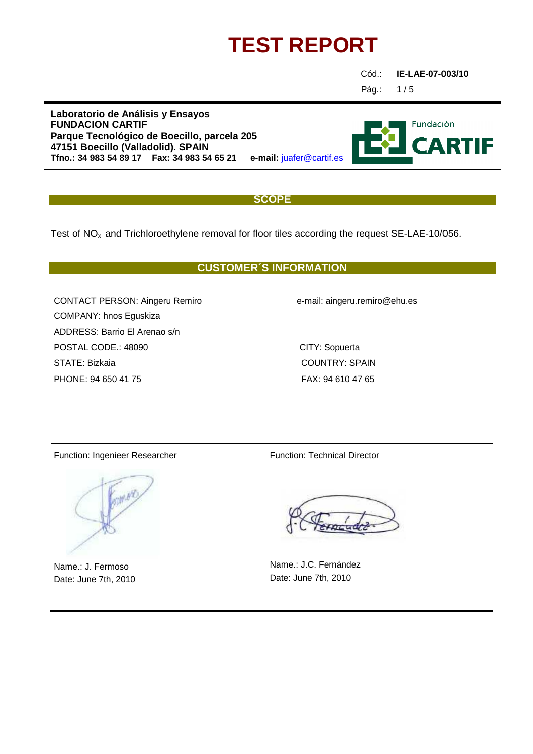# TEST REPORT

Cód.: **IE-LAE-07-003/10**

**Laboratorio de Análisis y Ensayos**
**FUNDACION CARTIF**
**Parque Tecnológico de Boecillo, parcela 205**
**47151 Boecillo (Valladolid). SPAIN**
**Tfno.: 34 983 54 89 17 Fax: 34 983 54 65 21 e-mail:** juafer@cartif.es

Fundación CARTIF

## SCOPE

Test of $NO_x$ and Trichloroethylene removal for floor tiles according the request SE-LAE-10/056.

## CUSTOMER´S INFORMATION

CONTACT PERSON: Aingeru Remiro

e-mail: aingeru.remiro@ehu.es

COMPANY: hnos Eguskiza

ADDRESS: Barrio El Arenao s/n

POSTAL CODE.: 48090

CITY: Sopuerta

STATE: Bizkaia

COUNTRY: SPAIN

PHONE: 94 650 41 75

FAX: 94 610 47 65

Function: Ingenieer Researcher

Name.: J. Fermoso
Date: June 7th, 2010

Function: Technical Director

Name.: J.C. Fernández
Date: June 7th, 2010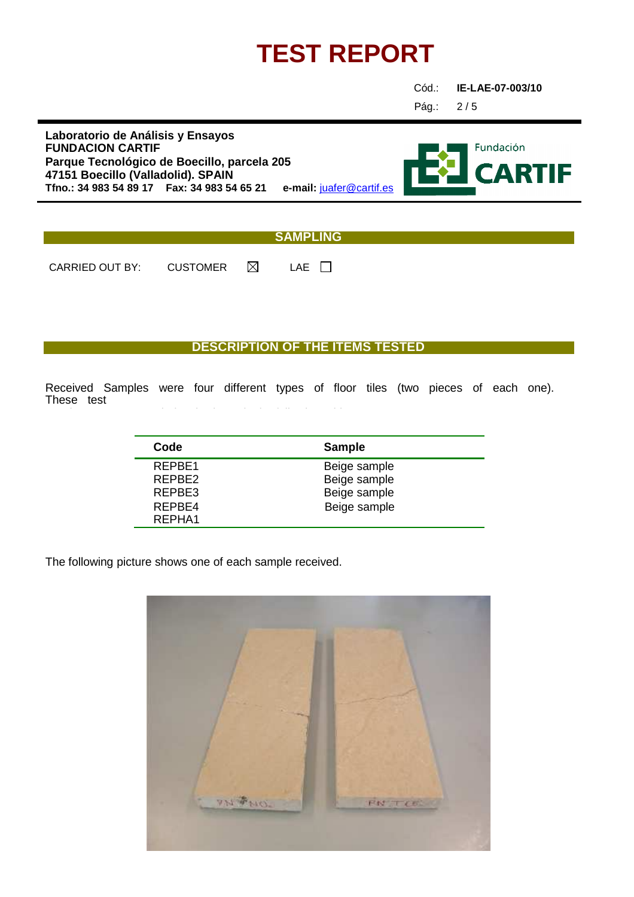# TEST REPORT

Cód.: **IE-LAE-07-003/10**

**Laboratorio de Análisis y Ensayos**
**FUNDACION CARTIF**
**Parque Tecnológico de Boecillo, parcela 205**
**47151 Boecillo (Valladolid). SPAIN**
**Tfno.: 34 983 54 89 17 Fax: 34 983 54 65 21 e-mail:** juafer@cartif.es

## SAMPLING

CARRIED OUT BY: CUSTOMER ☒ LAE ☐

## DESCRIPTION OF THE ITEMS TESTED

Received Samples were four different types of floor tiles (two pieces of each one). These test

| Code | Sample |
|---|---|
| REPBE1 | Beige sample |
| REPBE2 | Beige sample |
| REPBE3 | Beige sample |
| REPBE4 | Beige sample |
| REPHA1 | |

The following picture shows one of each sample received.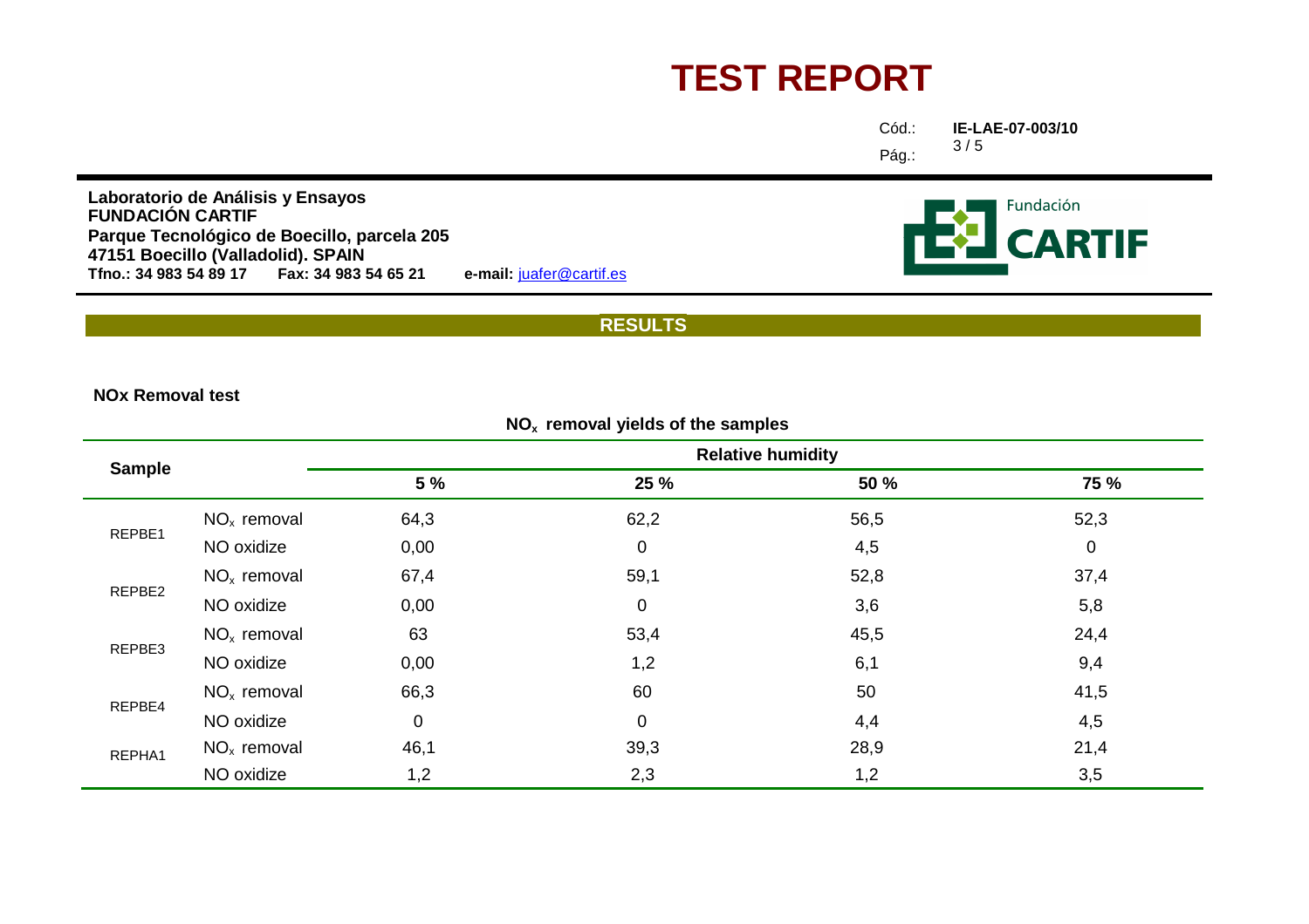# TEST REPORT

Cód.: **IE-LAE-07-003/10**

**Laboratorio de Análisis y Ensayos**
**FUNDACIÓN CARTIF**
**Parque Tecnológico de Boecillo, parcela 205**
**47151 Boecillo (Valladolid). SPAIN**
**Tfno.: 34 983 54 89 17** **Fax: 34 983 54 65 21** **e-mail:** juafer@cartif.es

Fundación CARTIF

## RESULTS

### NOx Removal test

**$NO_x$ removal yields of the samples**

| Sample | | Relative humidity | | | |
|---|---|---|---|---|---|
| | | **5 %** | **25 %** | **50 %** | **75 %** |
| REPBE1 | $NO_x$ removal | 64,3 | 62,2 | 56,5 | 52,3 |
| | NO oxidize | 0,00 | 0 | 4,5 | 0 |
| REPBE2 | $NO_x$ removal | 67,4 | 59,1 | 52,8 | 37,4 |
| | NO oxidize | 0,00 | 0 | 3,6 | 5,8 |
| REPBE3 | $NO_x$ removal | 63 | 53,4 | 45,5 | 24,4 |
| | NO oxidize | 0,00 | 1,2 | 6,1 | 9,4 |
| REPBE4 | $NO_x$ removal | 66,3 | 60 | 50 | 41,5 |
| | NO oxidize | 0 | 0 | 4,4 | 4,5 |
| REPHA1 | $NO_x$ removal | 46,1 | 39,3 | 28,9 | 21,4 |
| | NO oxidize | 1,2 | 2,3 | 1,2 | 3,5 |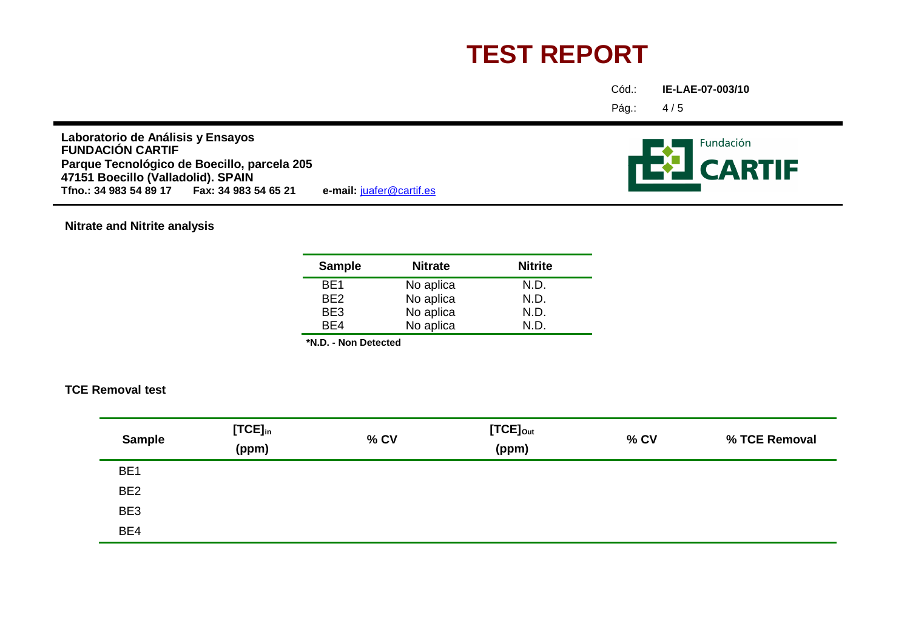# TEST REPORT

Cód.: **IE-LAE-07-003/10**

**Laboratorio de Análisis y Ensayos**
**FUNDACIÓN CARTIF**
**Parque Tecnológico de Boecillo, parcela 205**
**47151 Boecillo (Valladolid). SPAIN**
**Tfno.: 34 983 54 89 17** **Fax: 34 983 54 65 21** **e-mail:** juafer@cartif.es

Fundación CARTIF

**Nitrate and Nitrite analysis**

| Sample | Nitrate | Nitrite |
|---|---|---|
| BE1 | No aplica | N.D. |
| BE2 | No aplica | N.D. |
| BE3 | No aplica | N.D. |
| BE4 | No aplica | N.D. |

***N.D. - Non Detected**

**TCE Removal test**

| Sample | $[TCE]_{in}$ (ppm) | % CV | $[TCE]_{Out}$ (ppm) | % CV | % TCE Removal |
|---|---|---|---|---|---|
| BE1 | | | | | |
| BE2 | | | | | |
| BE3 | | | | | |
| BE4 | | | | | |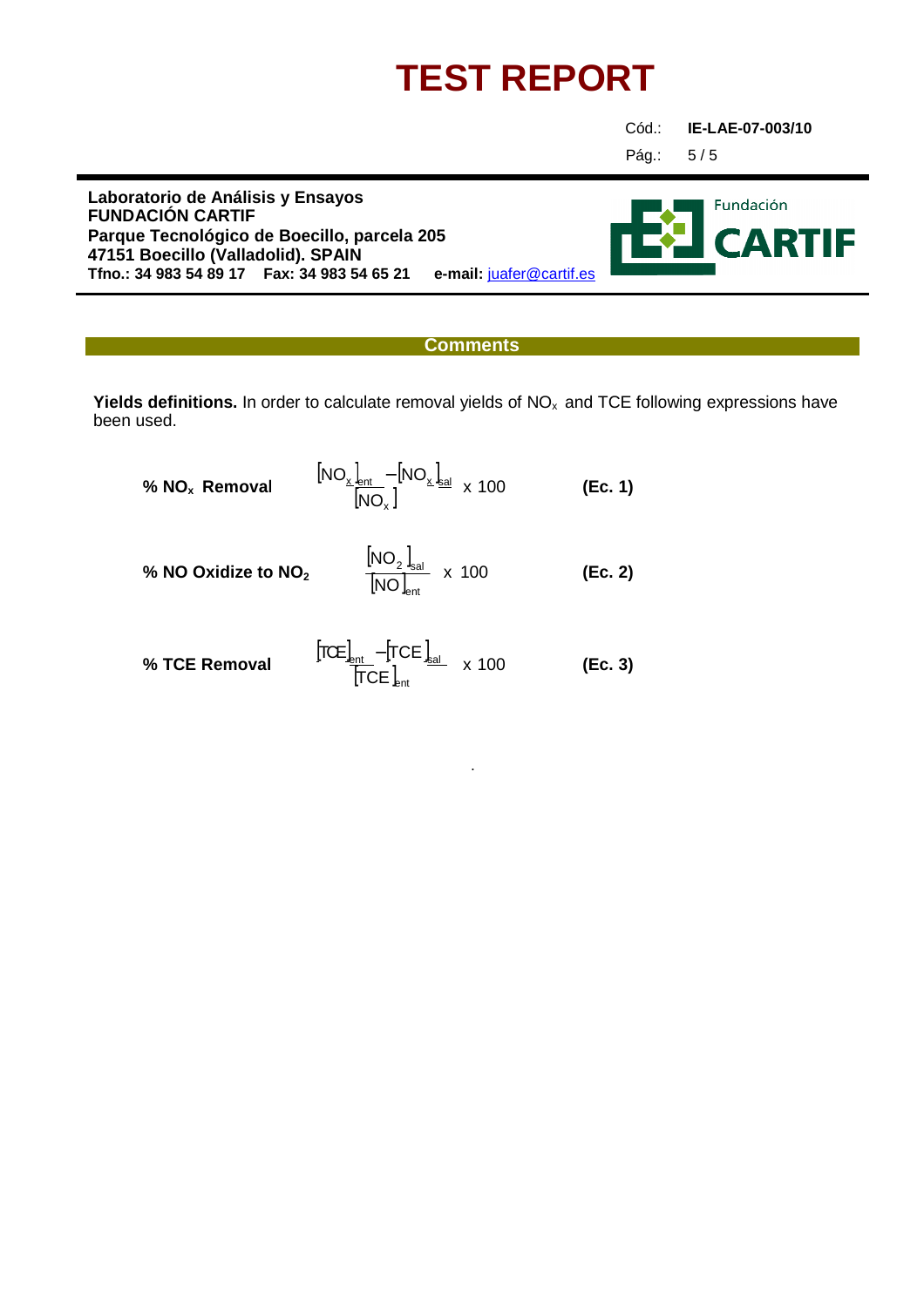# TEST REPORT

Cód.: **IE-LAE-07-003/10**

**Laboratorio de Análisis y Ensayos**
**FUNDACIÓN CARTIF**
**Parque Tecnológico de Boecillo, parcela 205**
**47151 Boecillo (Valladolid). SPAIN**
**Tfno.: 34 983 54 89 17 Fax: 34 983 54 65 21** **e-mail:** juafer@cartif.es

Fundación CARTIF

## Comments

**Yields definitions.** In order to calculate removal yields of $NO_x$ and TCE following expressions have been used.

**% $NO_x$ Removal**

$$\frac{[NO_x]_{ent} - [NO_x]_{sal}}{[NO_x]} \times 100 \qquad \textbf{(Ec. 1)}$$

**% NO Oxidize to $NO_2$**

$$\frac{[NO_2]_{sal}}{[NO]_{ent}} \times 100 \qquad \textbf{(Ec. 2)}$$

**% TCE Removal**

$$\frac{[TCE]_{ent} - [TCE]_{sal}}{[TCE]_{ent}} \times 100 \qquad \textbf{(Ec. 3)}$$